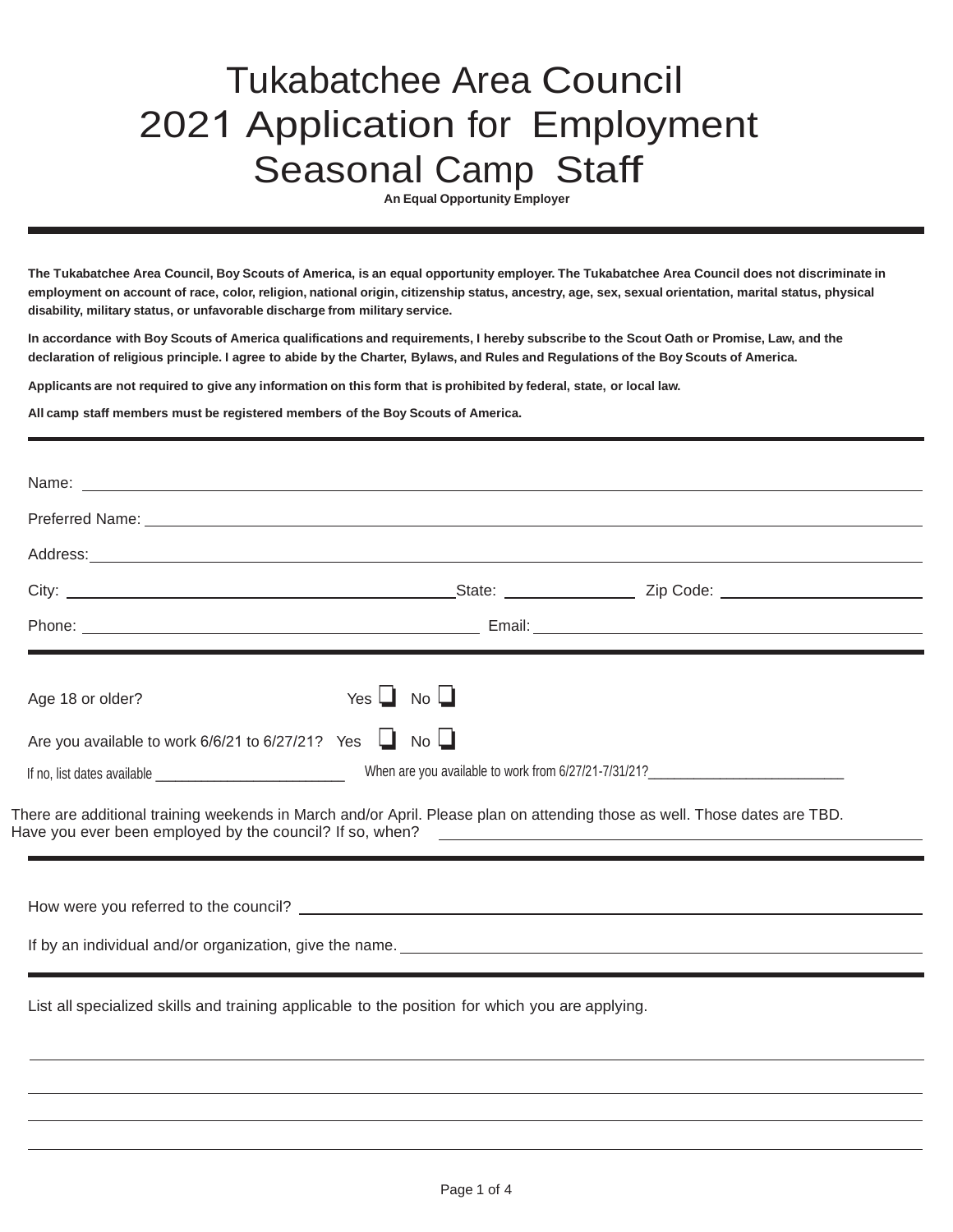# Tukabatchee Area Council
# 2021 Application for Employment
# Seasonal Camp Staff

**An Equal Opportunity Employer**

---

**The Tukabatchee Area Council, Boy Scouts of America, is an equal opportunity employer. The Tukabatchee Area Council does not discriminate in employment on account of race, color, religion, national origin, citizenship status, ancestry, age, sex, sexual orientation, marital status, physical disability, military status, or unfavorable discharge from military service.**

**In accordance with Boy Scouts of America qualifications and requirements, I hereby subscribe to the Scout Oath or Promise, Law, and the declaration of religious principle. I agree to abide by the Charter, Bylaws, and Rules and Regulations of the Boy Scouts of America.**

**Applicants are not required to give any information on this form that is prohibited by federal, state, or local law.**

**All camp staff members must be registered members of the Boy Scouts of America.**

---

Name: ______________________________

Preferred Name: ______________________________

Address: ______________________________

City: ______________________________ State: ______________ Zip Code: ______________

Phone: ______________________________ Email: ______________________________

---

Age 18 or older? Yes ☐ No ☐

Are you available to work 6/6/21 to 6/27/21? Yes ☐ No ☐

If no, list dates available ______________________ When are you available to work from 6/27/21-7/31/21? ______________________

There are additional training weekends in March and/or April. Please plan on attending those as well. Those dates are TBD.
Have you ever been employed by the council? If so, when? ______________________________

---

How were you referred to the council? ______________________________

If by an individual and/or organization, give the name. ______________________________

---

List all specialized skills and training applicable to the position for which you are applying.

______________________________

______________________________

______________________________

______________________________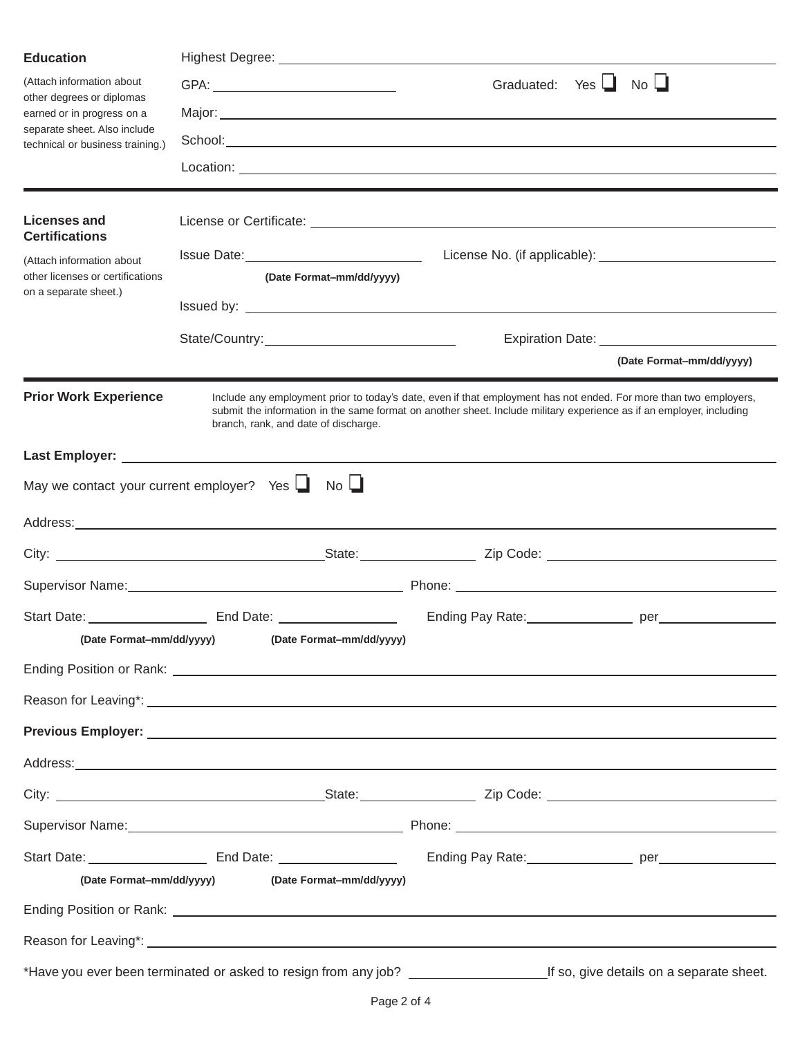## Education

(Attach information about other degrees or diplomas earned or in progress on a separate sheet. Also include technical or business training.)

Highest Degree: ____________________

GPA: ____________________ Graduated: Yes ☐ No ☐

Major: ____________________

School: ____________________

Location: ____________________

---

## Licenses and Certifications

(Attach information about other licenses or certifications on a separate sheet.)

License or Certificate: ____________________

Issue Date: ____________________ License No. (if applicable): ____________________

**(Date Format–mm/dd/yyyy)**

Issued by: ____________________

State/Country: ____________________ Expiration Date: ____________________

**(Date Format–mm/dd/yyyy)**

---

## Prior Work Experience

Include any employment prior to today's date, even if that employment has not ended. For more than two employers, submit the information in the same format on another sheet. Include military experience as if an employer, including branch, rank, and date of discharge.

**Last Employer:** ____________________

May we contact your current employer? Yes ☐ No ☐

Address: ____________________

City: ____________________ State: ____________________ Zip Code: ____________________

Supervisor Name: ____________________ Phone: ____________________

Start Date: ____________________ End Date: ____________________ Ending Pay Rate: ____________________ per ____________________

**(Date Format–mm/dd/yyyy)** **(Date Format–mm/dd/yyyy)**

Ending Position or Rank: ____________________

Reason for Leaving*: ____________________

**Previous Employer:** ____________________

Address: ____________________

City: ____________________ State: ____________________ Zip Code: ____________________

Supervisor Name: ____________________ Phone: ____________________

Start Date: ____________________ End Date: ____________________ Ending Pay Rate: ____________________ per ____________________

**(Date Format–mm/dd/yyyy)** **(Date Format–mm/dd/yyyy)**

Ending Position or Rank: ____________________

Reason for Leaving*: ____________________

*Have you ever been terminated or asked to resign from any job? ____________________ If so, give details on a separate sheet.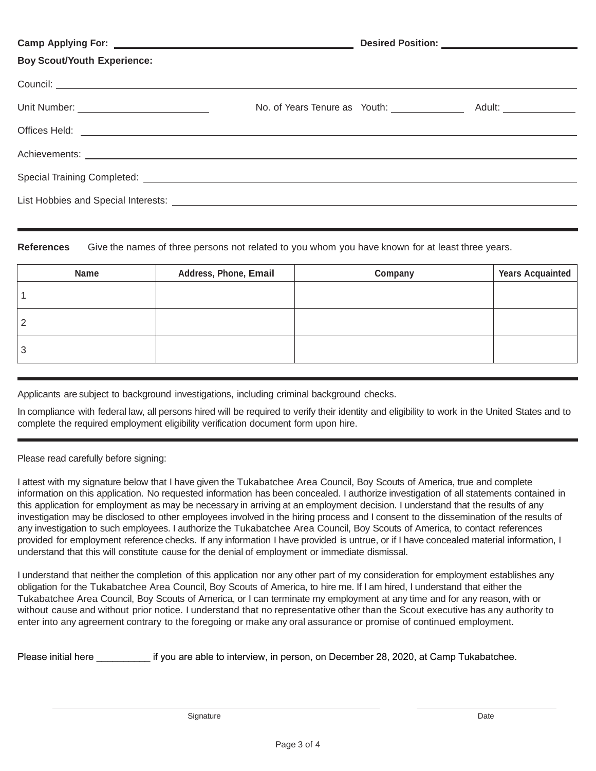**Camp Applying For:** ______________________________ **Desired Position:** ______________________

**Boy Scout/Youth Experience:**

Council: ____________________________________________________________

Unit Number: ____________________ No. of Years Tenure as Youth: ____________ Adult: ____________

Offices Held: ____________________________________________________________

Achievements: ____________________________________________________________

Special Training Completed: ____________________________________________________________

List Hobbies and Special Interests: ____________________________________________________________

---

**References** Give the names of three persons not related to you whom you have known for at least three years.

| Name | Address, Phone, Email | Company | Years Acquainted |
|---|---|---|---|
| 1 | | | |
| 2 | | | |
| 3 | | | |

---

Applicants are subject to background investigations, including criminal background checks.

In compliance with federal law, all persons hired will be required to verify their identity and eligibility to work in the United States and to complete the required employment eligibility verification document form upon hire.

---

Please read carefully before signing:

I attest with my signature below that I have given the Tukabatchee Area Council, Boy Scouts of America, true and complete information on this application. No requested information has been concealed. I authorize investigation of all statements contained in this application for employment as may be necessary in arriving at an employment decision. I understand that the results of any investigation may be disclosed to other employees involved in the hiring process and I consent to the dissemination of the results of any investigation to such employees. I authorize the Tukabatchee Area Council, Boy Scouts of America, to contact references provided for employment reference checks. If any information I have provided is untrue, or if I have concealed material information, I understand that this will constitute cause for the denial of employment or immediate dismissal.

I understand that neither the completion of this application nor any other part of my consideration for employment establishes any obligation for the Tukabatchee Area Council, Boy Scouts of America, to hire me. If I am hired, I understand that either the Tukabatchee Area Council, Boy Scouts of America, or I can terminate my employment at any time and for any reason, with or without cause and without prior notice. I understand that no representative other than the Scout executive has any authority to enter into any agreement contrary to the foregoing or make any oral assurance or promise of continued employment.

Please initial here __________ if you are able to interview, in person, on December 28, 2020, at Camp Tukabatchee.

______________________________________ ____________________

Signature Date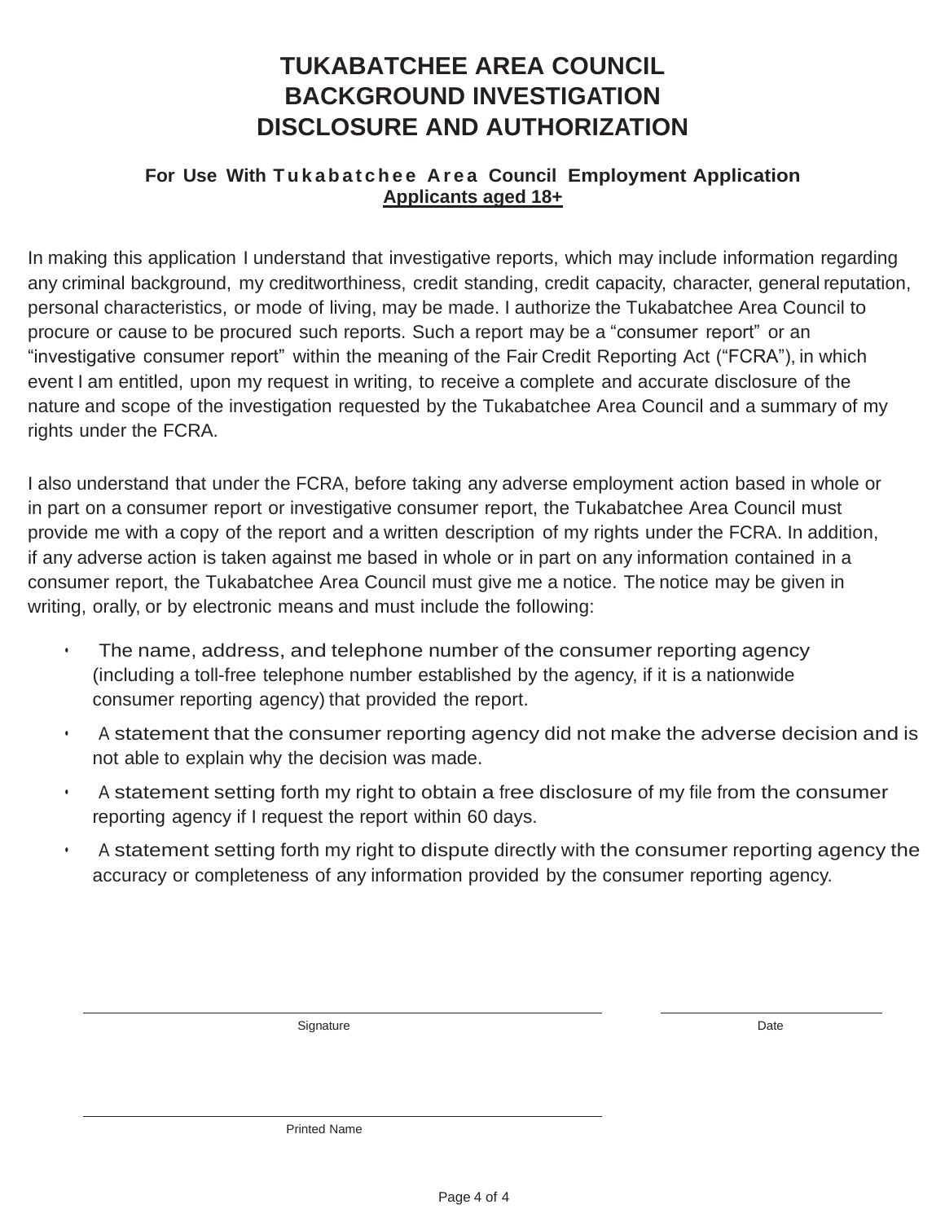# TUKABATCHEE AREA COUNCIL BACKGROUND INVESTIGATION DISCLOSURE AND AUTHORIZATION

**For Use With Tukabatchee Area Council Employment Application**
**Applicants aged 18+**

In making this application I understand that investigative reports, which may include information regarding any criminal background, my creditworthiness, credit standing, credit capacity, character, general reputation, personal characteristics, or mode of living, may be made. I authorize the Tukabatchee Area Council to procure or cause to be procured such reports. Such a report may be a “consumer report” or an “investigative consumer report” within the meaning of the Fair Credit Reporting Act (“FCRA”), in which event I am entitled, upon my request in writing, to receive a complete and accurate disclosure of the nature and scope of the investigation requested by the Tukabatchee Area Council and a summary of my rights under the FCRA.

I also understand that under the FCRA, before taking any adverse employment action based in whole or in part on a consumer report or investigative consumer report, the Tukabatchee Area Council must provide me with a copy of the report and a written description of my rights under the FCRA. In addition, if any adverse action is taken against me based in whole or in part on any information contained in a consumer report, the Tukabatchee Area Council must give me a notice. The notice may be given in writing, orally, or by electronic means and must include the following:

- The name, address, and telephone number of the consumer reporting agency (including a toll-free telephone number established by the agency, if it is a nationwide consumer reporting agency) that provided the report.
- A statement that the consumer reporting agency did not make the adverse decision and is not able to explain why the decision was made.
- A statement setting forth my right to obtain a free disclosure of my file from the consumer reporting agency if I request the report within 60 days.
- A statement setting forth my right to dispute directly with the consumer reporting agency the accuracy or completeness of any information provided by the consumer reporting agency.

_______________________________________ Signature

_______________________ Date

_______________________________________ Printed Name